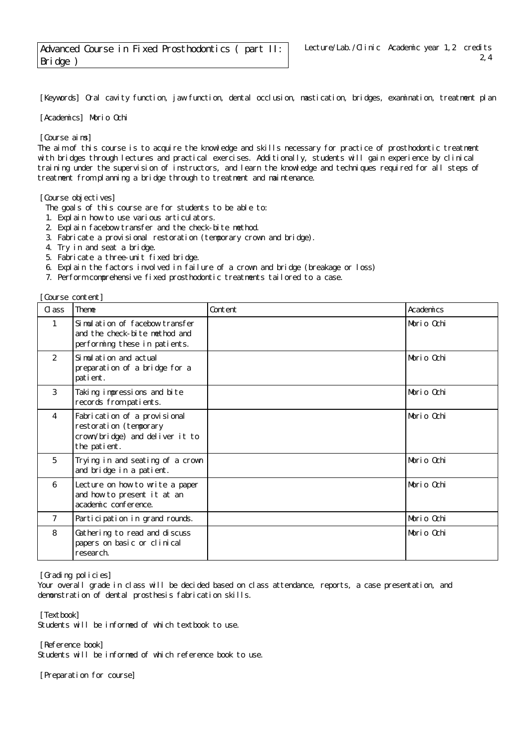# Advanced Course in Fixed Prosthodontics ( part II: Bridge )

Lecture/Lab./Clinic Academic year 1,2 credits 2,4

[Keywords] Oral cavity function, jaw function, dental occlusion, mastication, bridges, examination, treatment plan

[Academics] Morio Ochi

[Course aims]

The aim of this course is to acquire the knowledge and skills necessary for practice of prosthodontic treatment with bridges through lectures and practical exercises. Additionally, students will gain experience by clinical training under the supervision of instructors, and learn the knowledge and techniques required for all steps of treatment from planning a bridge through to treatment and maintenance.

[Course objectives]

The goals of this course are for students to be able to:

1. Explain how to use various articulators.
2. Explain facebow transfer and the check-bite method.
3. Fabricate a provisional restoration (temporary crown and bridge).
4. Try in and seat a bridge.
5. Fabricate a three-unit fixed bridge.
6. Explain the factors involved in failure of a crown and bridge (breakage or loss)
7. Perform comprehensive fixed prosthodontic treatments tailored to a case.

[Course content]

| Class | Theme | Content | Academics |
|---|---|---|---|
| 1 | Simulation of facebow transfer and the check-bite method and performing these in patients. | | Morio Ochi |
| 2 | Simulation and actual preparation of a bridge for a patient. | | Morio Ochi |
| 3 | Taking impressions and bite records from patients. | | Morio Ochi |
| 4 | Fabrication of a provisional restoration (temporary crown/bridge) and deliver it to the patient. | | Morio Ochi |
| 5 | Trying in and seating of a crown and bridge in a patient. | | Morio Ochi |
| 6 | Lecture on how to write a paper and how to present it at an academic conference. | | Morio Ochi |
| 7 | Participation in grand rounds. | | Morio Ochi |
| 8 | Gathering to read and discuss papers on basic or clinical research. | | Morio Ochi |

[Grading policies]

Your overall grade in class will be decided based on class attendance, reports, a case presentation, and demonstration of dental prosthesis fabrication skills.

[Textbook]

Students will be informed of which textbook to use.

[Reference book]

Students will be informed of which reference book to use.

[Preparation for course]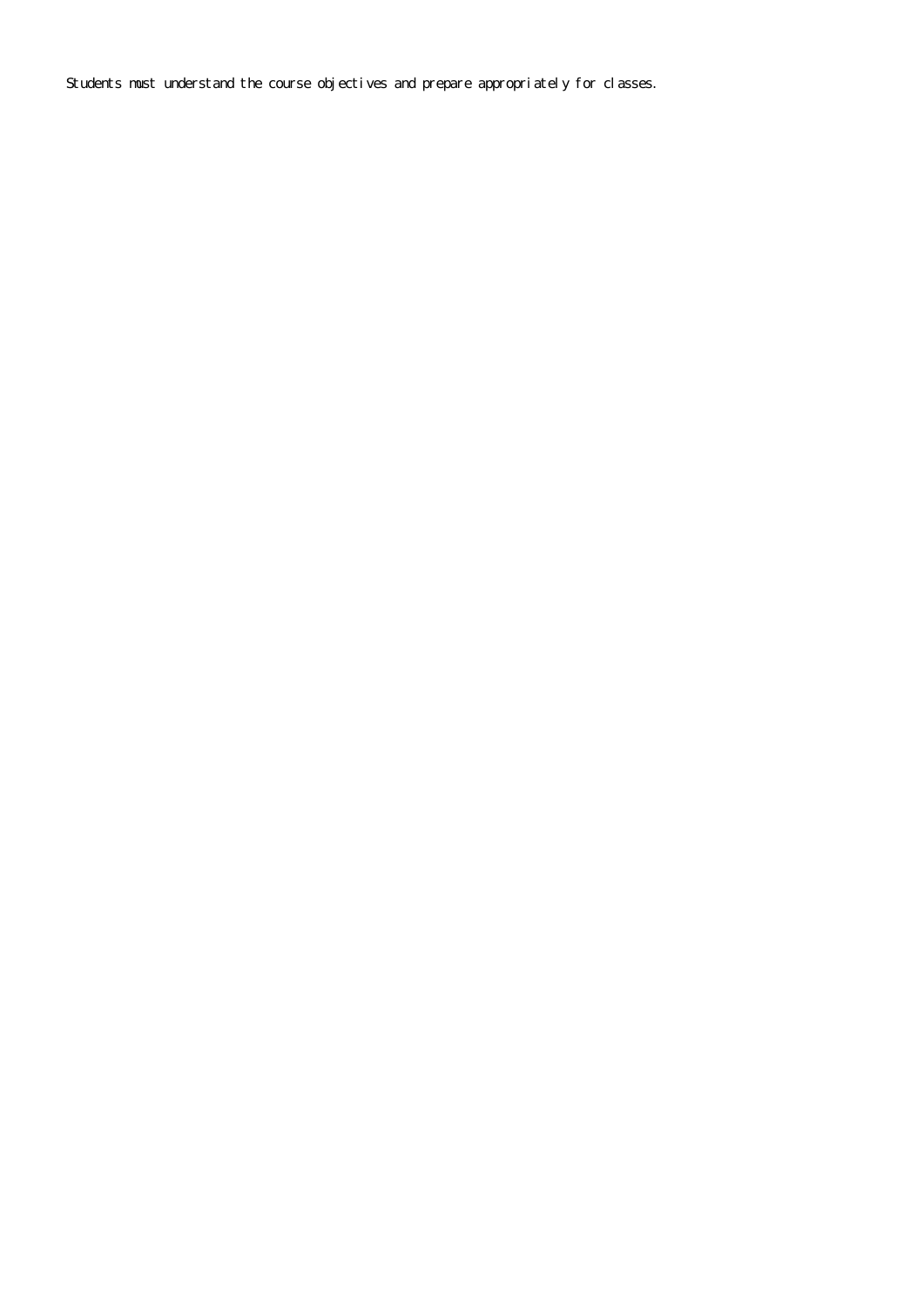Students must understand the course objectives and prepare appropriately for classes.